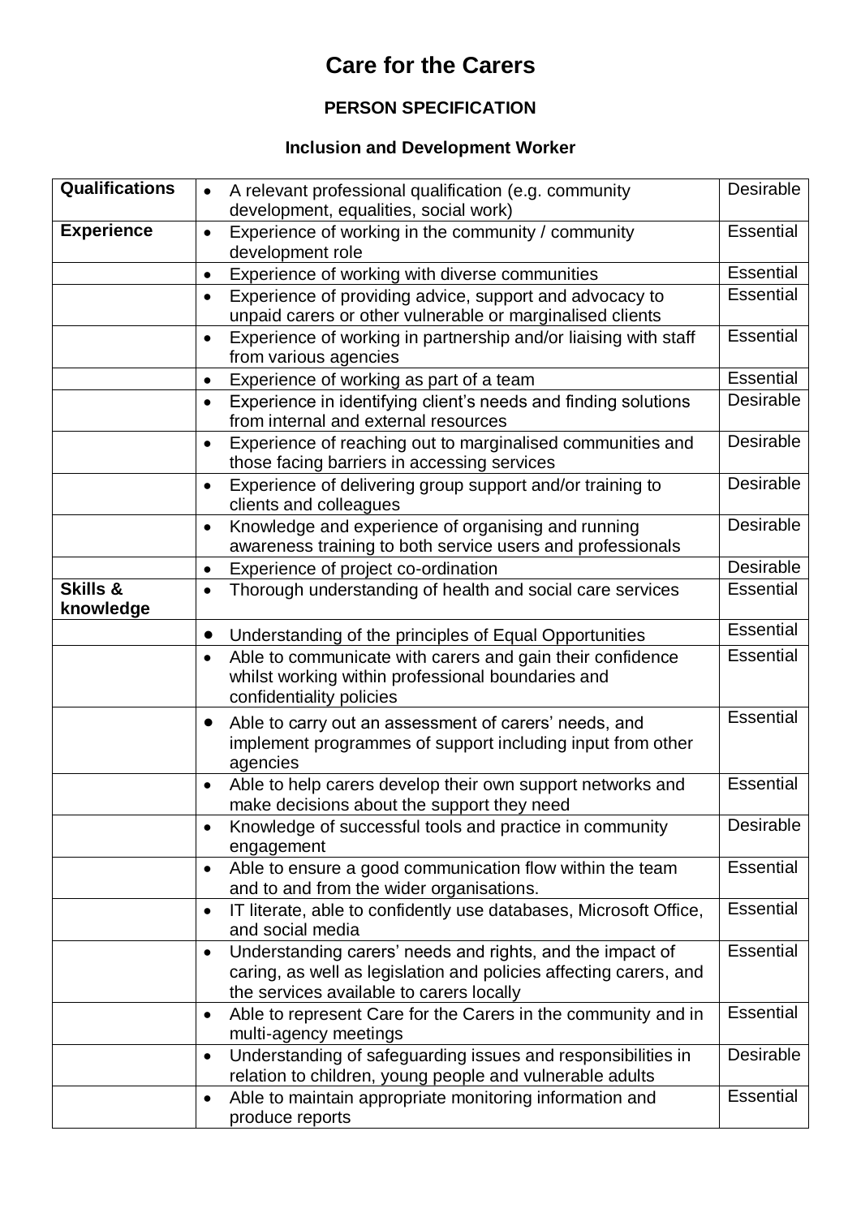# Care for the Carers

## PERSON SPECIFICATION

### Inclusion and Development Worker

| | | |
|---|---|---|
| **Qualifications** | • A relevant professional qualification (e.g. community development, equalities, social work) | Desirable |
| **Experience** | • Experience of working in the community / community development role | Essential |
| | • Experience of working with diverse communities | Essential |
| | • Experience of providing advice, support and advocacy to unpaid carers or other vulnerable or marginalised clients | Essential |
| | • Experience of working in partnership and/or liaising with staff from various agencies | Essential |
| | • Experience of working as part of a team | Essential |
| | • Experience in identifying client's needs and finding solutions from internal and external resources | Desirable |
| | • Experience of reaching out to marginalised communities and those facing barriers in accessing services | Desirable |
| | • Experience of delivering group support and/or training to clients and colleagues | Desirable |
| | • Knowledge and experience of organising and running awareness training to both service users and professionals | Desirable |
| | • Experience of project co-ordination | Desirable |
| **Skills & knowledge** | • Thorough understanding of health and social care services | Essential |
| | • Understanding of the principles of Equal Opportunities | Essential |
| | • Able to communicate with carers and gain their confidence whilst working within professional boundaries and confidentiality policies | Essential |
| | • Able to carry out an assessment of carers' needs, and implement programmes of support including input from other agencies | Essential |
| | • Able to help carers develop their own support networks and make decisions about the support they need | Essential |
| | • Knowledge of successful tools and practice in community engagement | Desirable |
| | • Able to ensure a good communication flow within the team and to and from the wider organisations. | Essential |
| | • IT literate, able to confidently use databases, Microsoft Office, and social media | Essential |
| | • Understanding carers' needs and rights, and the impact of caring, as well as legislation and policies affecting carers, and the services available to carers locally | Essential |
| | • Able to represent Care for the Carers in the community and in multi-agency meetings | Essential |
| | • Understanding of safeguarding issues and responsibilities in relation to children, young people and vulnerable adults | Desirable |
| | • Able to maintain appropriate monitoring information and produce reports | Essential |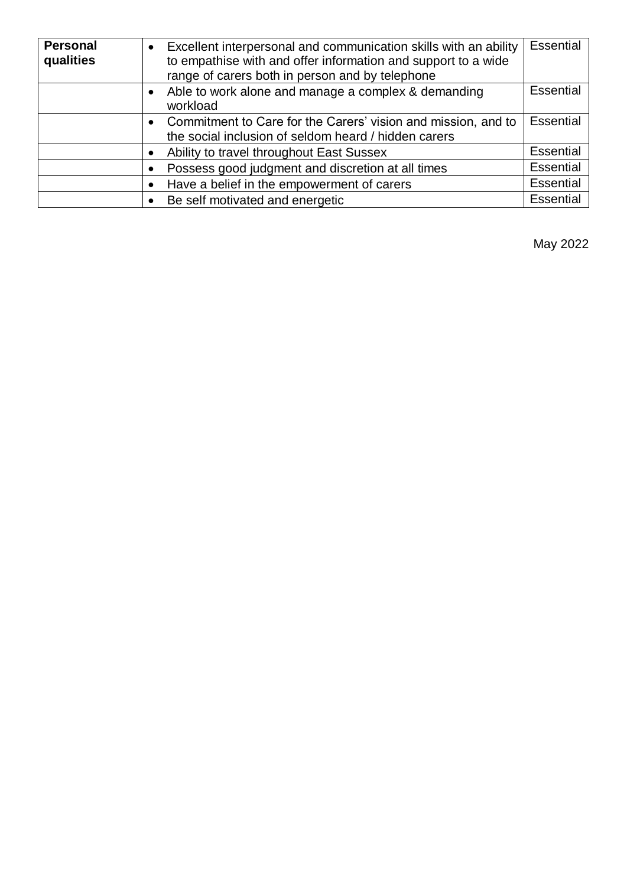| | | |
|---|---|---|
| **Personal qualities** | • Excellent interpersonal and communication skills with an ability to empathise with and offer information and support to a wide range of carers both in person and by telephone | Essential |
| | • Able to work alone and manage a complex & demanding workload | Essential |
| | • Commitment to Care for the Carers' vision and mission, and to the social inclusion of seldom heard / hidden carers | Essential |
| | • Ability to travel throughout East Sussex | Essential |
| | • Possess good judgment and discretion at all times | Essential |
| | • Have a belief in the empowerment of carers | Essential |
| | • Be self motivated and energetic | Essential |

May 2022